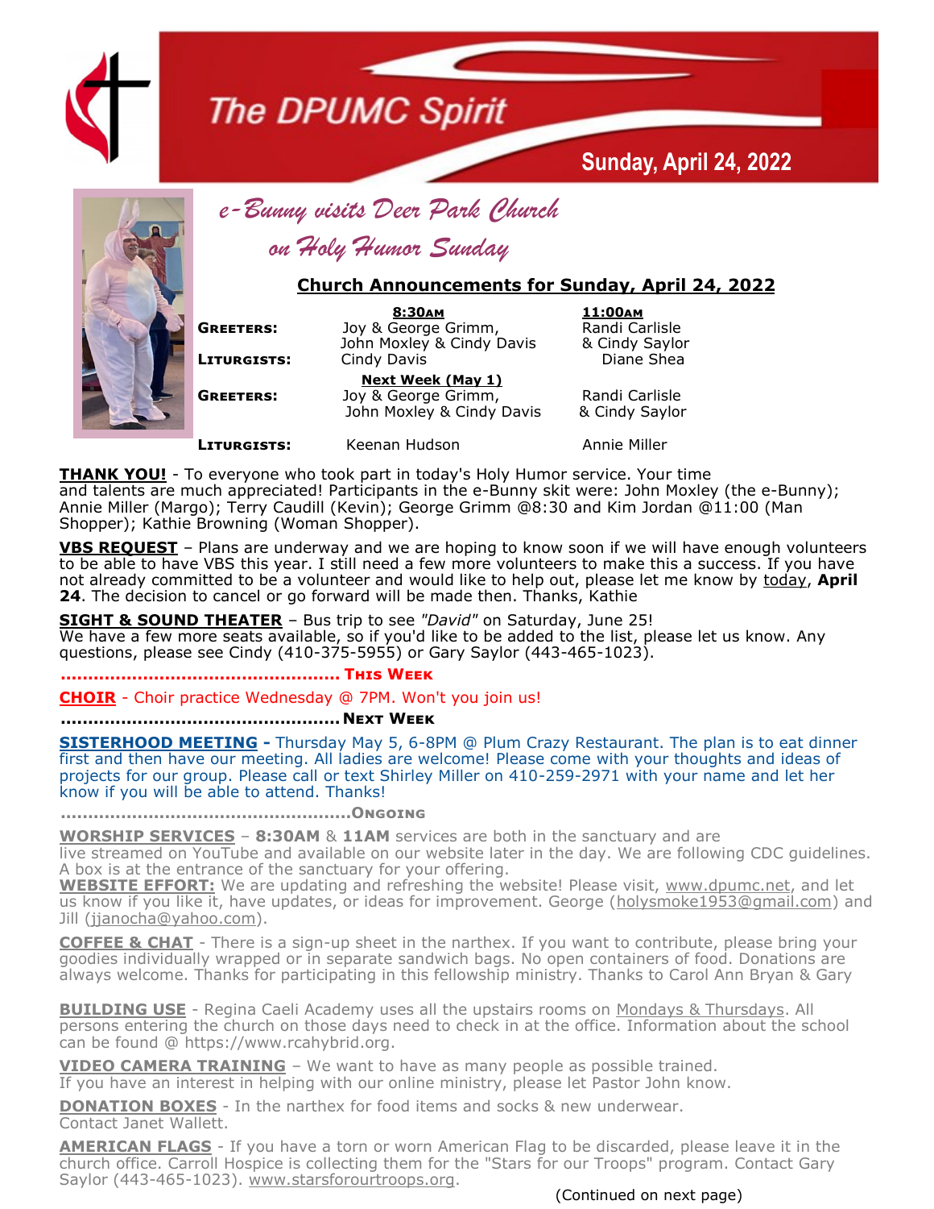# The DPUMC Spirit

**Sunday, April 24, 2022**

*e-Bunny visits Deer Park Church on Holy Humor Sunday*

## Church Announcements for Sunday, April 24, 2022

| | 8:30AM | 11:00AM |
|---|---|---|
| **GREETERS:** | Joy & George Grimm, John Moxley & Cindy Davis | Randi Carlisle & Cindy Saylor |
| **LITURGISTS:** | Cindy Davis | Diane Shea |
| | **Next Week (May 1)** | |
| **GREETERS:** | Joy & George Grimm, John Moxley & Cindy Davis | Randi Carlisle & Cindy Saylor |
| **LITURGISTS:** | Keenan Hudson | Annie Miller |

**THANK YOU!** - To everyone who took part in today's Holy Humor service. Your time and talents are much appreciated! Participants in the e-Bunny skit were: John Moxley (the e-Bunny); Annie Miller (Margo); Terry Caudill (Kevin); George Grimm @8:30 and Kim Jordan @11:00 (Man Shopper); Kathie Browning (Woman Shopper).

**VBS REQUEST** – Plans are underway and we are hoping to know soon if we will have enough volunteers to be able to have VBS this year. I still need a few more volunteers to make this a success. If you have not already committed to be a volunteer and would like to help out, please let me know by today, **April 24**. The decision to cancel or go forward will be made then. Thanks, Kathie

**SIGHT & SOUND THEATER** – Bus trip to see *"David"* on Saturday, June 25! We have a few more seats available, so if you'd like to be added to the list, please let us know. Any questions, please see Cindy (410-375-5955) or Gary Saylor (443-465-1023).

**.................................................. THIS WEEK**

**CHOIR** - Choir practice Wednesday @ 7PM. Won't you join us!

**.................................................. NEXT WEEK**

**SISTERHOOD MEETING -** Thursday May 5, 6-8PM @ Plum Crazy Restaurant. The plan is to eat dinner first and then have our meeting. All ladies are welcome! Please come with your thoughts and ideas of projects for our group. Please call or text Shirley Miller on 410-259-2971 with your name and let her know if you will be able to attend. Thanks!

**.................................................. ONGOING**

**WORSHIP SERVICES** – **8:30AM** & **11AM** services are both in the sanctuary and are live streamed on YouTube and available on our website later in the day. We are following CDC guidelines. A box is at the entrance of the sanctuary for your offering.

**WEBSITE EFFORT:** We are updating and refreshing the website! Please visit, www.dpumc.net, and let us know if you like it, have updates, or ideas for improvement. George (holysmoke1953@gmail.com) and Jill (jjanocha@yahoo.com).

**COFFEE & CHAT** - There is a sign-up sheet in the narthex. If you want to contribute, please bring your goodies individually wrapped or in separate sandwich bags. No open containers of food. Donations are always welcome. Thanks for participating in this fellowship ministry. Thanks to Carol Ann Bryan & Gary

**BUILDING USE** - Regina Caeli Academy uses all the upstairs rooms on Mondays & Thursdays. All persons entering the church on those days need to check in at the office. Information about the school can be found @ https://www.rcahybrid.org.

**VIDEO CAMERA TRAINING** – We want to have as many people as possible trained. If you have an interest in helping with our online ministry, please let Pastor John know.

**DONATION BOXES** - In the narthex for food items and socks & new underwear. Contact Janet Wallett.

**AMERICAN FLAGS** - If you have a torn or worn American Flag to be discarded, please leave it in the church office. Carroll Hospice is collecting them for the "Stars for our Troops" program. Contact Gary Saylor (443-465-1023). www.starsforourtroops.org.

(Continued on next page)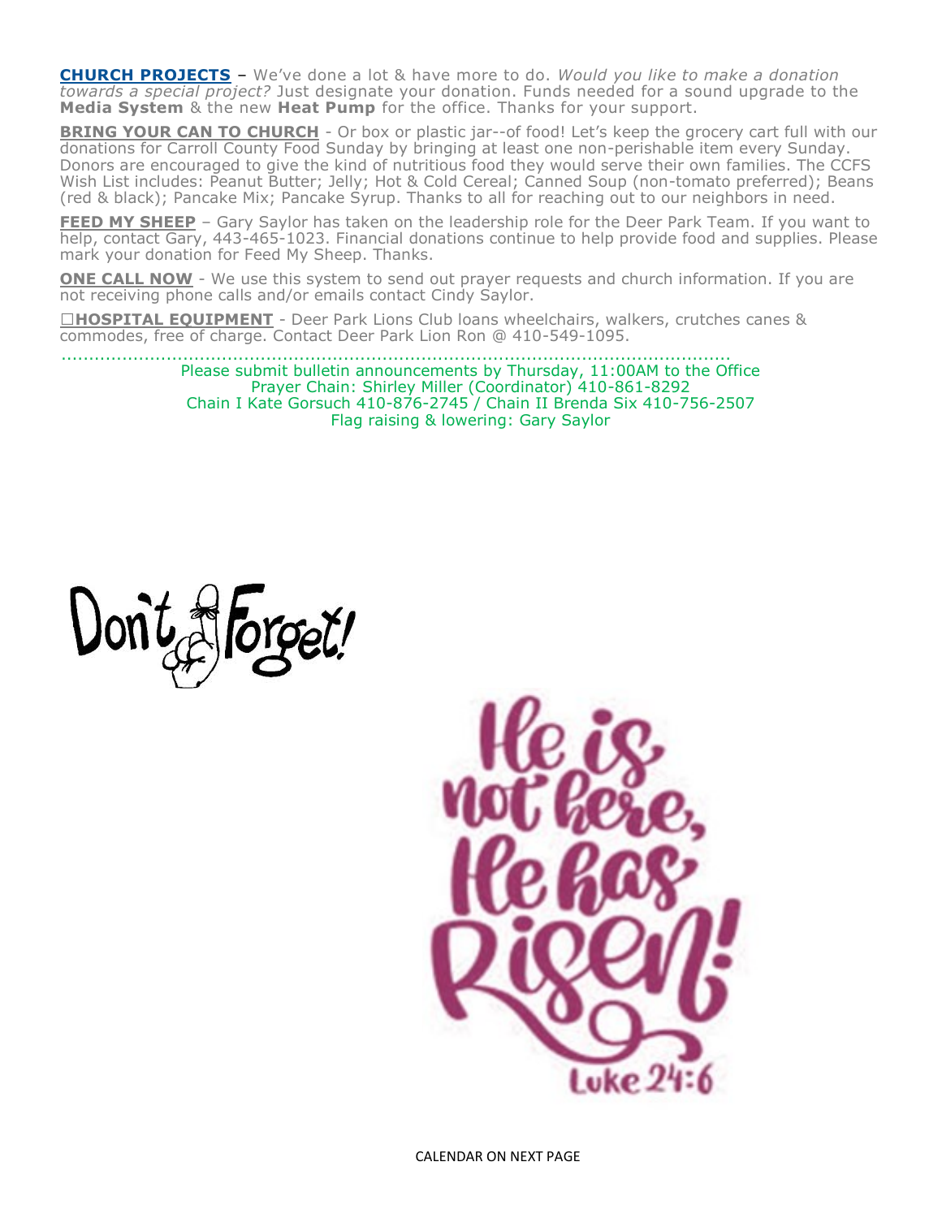**CHURCH PROJECTS** – We've done a lot & have more to do. *Would you like to make a donation towards a special project?* Just designate your donation. Funds needed for a sound upgrade to the **Media System** & the new **Heat Pump** for the office. Thanks for your support.

**BRING YOUR CAN TO CHURCH** - Or box or plastic jar--of food! Let's keep the grocery cart full with our donations for Carroll County Food Sunday by bringing at least one non-perishable item every Sunday. Donors are encouraged to give the kind of nutritious food they would serve their own families. The CCFS Wish List includes: Peanut Butter; Jelly; Hot & Cold Cereal; Canned Soup (non-tomato preferred); Beans (red & black); Pancake Mix; Pancake Syrup. Thanks to all for reaching out to our neighbors in need.

**FEED MY SHEEP** – Gary Saylor has taken on the leadership role for the Deer Park Team. If you want to help, contact Gary, 443-465-1023. Financial donations continue to help provide food and supplies. Please mark your donation for Feed My Sheep. Thanks.

**ONE CALL NOW** - We use this system to send out prayer requests and church information. If you are not receiving phone calls and/or emails contact Cindy Saylor.

☐**HOSPITAL EQUIPMENT** - Deer Park Lions Club loans wheelchairs, walkers, crutches canes & commodes, free of charge. Contact Deer Park Lion Ron @ 410-549-1095.

.......................................................................................................................

Please submit bulletin announcements by Thursday, 11:00AM to the Office
Prayer Chain: Shirley Miller (Coordinator) 410-861-8292
Chain I Kate Gorsuch 410-876-2745 / Chain II Brenda Six 410-756-2507
Flag raising & lowering: Gary Saylor

Don't Forget!

He is not here, He has Risen!
Luke 24:6

CALENDAR ON NEXT PAGE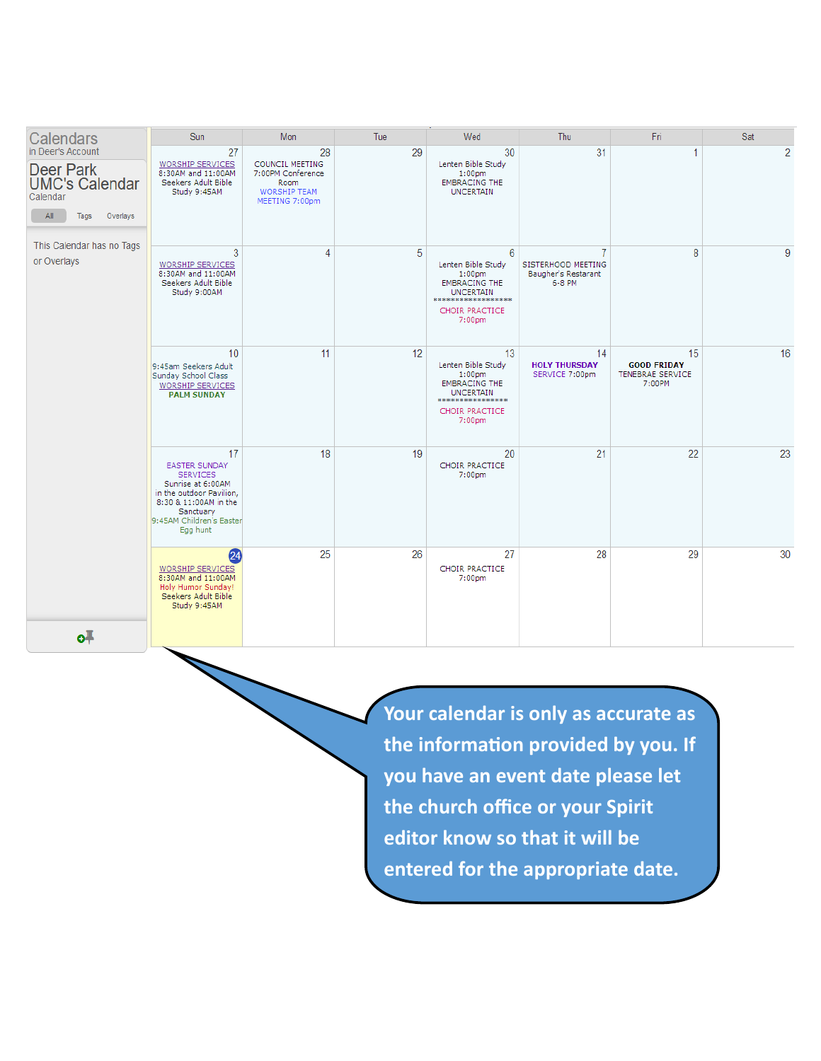Calendars
in Deer's Account

Deer Park UMC's Calendar
Calendar

All Tags Overlays

This Calendar has no Tags or Overlays

| Sun | Mon | Tue | Wed | Thu | Fri | Sat |
|---|---|---|---|---|---|---|
| 27 WORSHIP SERVICES 8:30AM and 11:00AM Seekers Adult Bible Study 9:45AM | 28 COUNCIL MEETING 7:00PM Conference Room WORSHIP TEAM MEETING 7:00pm | 29 | 30 Lenten Bible Study 1:00pm EMBRACING THE UNCERTAIN | 31 | 1 | 2 |
| 3 WORSHIP SERVICES 8:30AM and 11:00AM Seekers Adult Bible Study 9:00AM | 4 | 5 | 6 Lenten Bible Study 1:00pm EMBRACING THE UNCERTAIN ****************** CHOIR PRACTICE 7:00pm | 7 SISTERHOOD MEETING Baugher's Restarant 6-8 PM | 8 | 9 |
| 10 9:45am Seekers Adult Sunday School Class WORSHIP SERVICES **PALM SUNDAY** | 11 | 12 | 13 Lenten Bible Study 1:00pm EMBRACING THE UNCERTAIN **************** CHOIR PRACTICE 7:00pm | 14 **HOLY THURSDAY** SERVICE 7:00pm | 15 **GOOD FRIDAY** TENEBRAE SERVICE 7:00PM | 16 |
| 17 EASTER SUNDAY SERVICES Sunrise at 6:00AM in the outdoor Pavilion, 8:30 & 11:00AM in the Sanctuary 9:45AM Children's Easter Egg hunt | 18 | 19 | 20 CHOIR PRACTICE 7:00pm | 21 | 22 | 23 |
| 24 WORSHIP SERVICES 8:30AM and 11:00AM Holy Humor Sunday! Seekers Adult Bible Study 9:45AM | 25 | 26 | 27 CHOIR PRACTICE 7:00pm | 28 | 29 | 30 |

Your calendar is only as accurate as the information provided by you. If you have an event date please let the church office or your Spirit editor know so that it will be entered for the appropriate date.